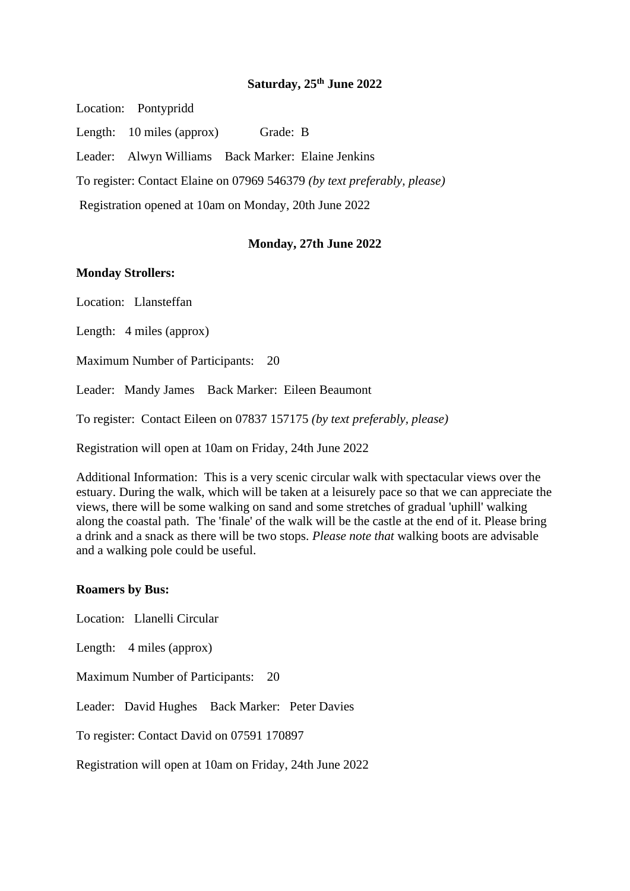**Saturday, 25th June 2022**

Location: Pontypridd

Length: 10 miles (approx) Grade: B

Leader: Alwyn Williams Back Marker: Elaine Jenkins

To register: Contact Elaine on 07969 546379 *(by text preferably, please)*

Registration opened at 10am on Monday, 20th June 2022

**Monday, 27th June 2022**

**Monday Strollers:**

Location: Llansteffan

Length: 4 miles (approx)

Maximum Number of Participants: 20

Leader: Mandy James Back Marker: Eileen Beaumont

To register: Contact Eileen on 07837 157175 *(by text preferably, please)*

Registration will open at 10am on Friday, 24th June 2022

Additional Information: This is a very scenic circular walk with spectacular views over the estuary. During the walk, which will be taken at a leisurely pace so that we can appreciate the views, there will be some walking on sand and some stretches of gradual 'uphill' walking along the coastal path. The 'finale' of the walk will be the castle at the end of it. Please bring a drink and a snack as there will be two stops. *Please note that* walking boots are advisable and a walking pole could be useful.

**Roamers by Bus:**

Location: Llanelli Circular

Length: 4 miles (approx)

Maximum Number of Participants: 20

Leader: David Hughes Back Marker: Peter Davies

To register: Contact David on 07591 170897

Registration will open at 10am on Friday, 24th June 2022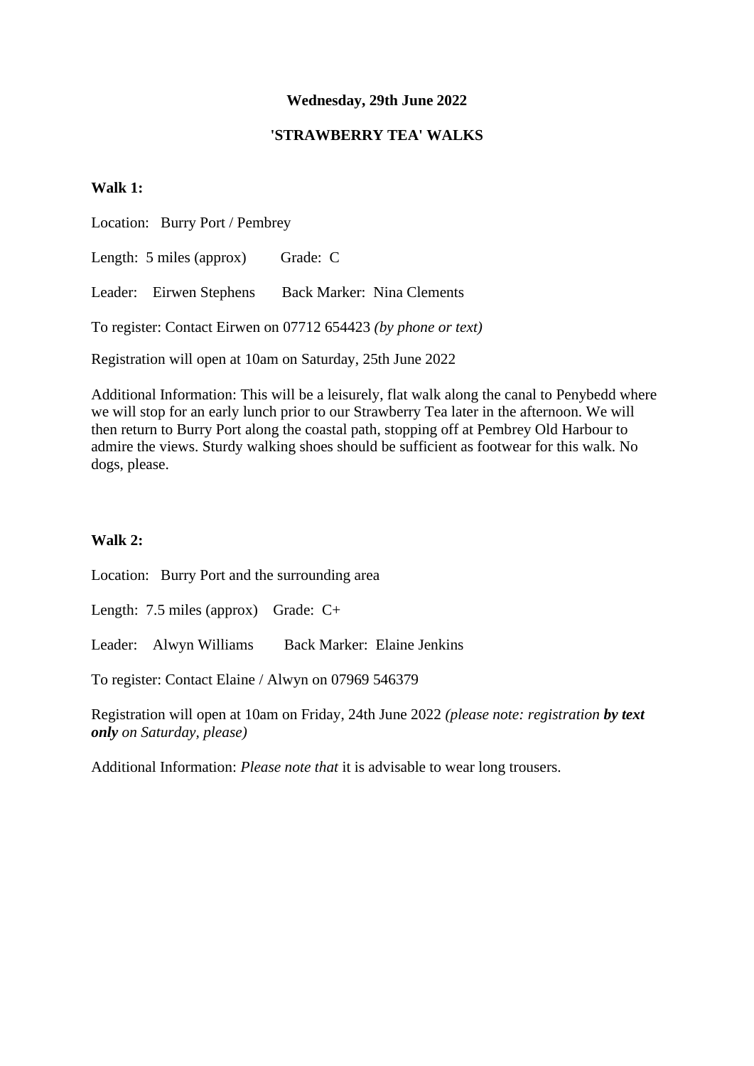**Wednesday, 29th June 2022**

**'STRAWBERRY TEA' WALKS**

**Walk 1:**

Location: Burry Port / Pembrey

Length: 5 miles (approx)   Grade: C

Leader: Eirwen Stephens   Back Marker: Nina Clements

To register: Contact Eirwen on 07712 654423 *(by phone or text)*

Registration will open at 10am on Saturday, 25th June 2022

Additional Information: This will be a leisurely, flat walk along the canal to Penybedd where we will stop for an early lunch prior to our Strawberry Tea later in the afternoon. We will then return to Burry Port along the coastal path, stopping off at Pembrey Old Harbour to admire the views. Sturdy walking shoes should be sufficient as footwear for this walk. No dogs, please.

**Walk 2:**

Location: Burry Port and the surrounding area

Length: 7.5 miles (approx)   Grade: C+

Leader: Alwyn Williams   Back Marker: Elaine Jenkins

To register: Contact Elaine / Alwyn on 07969 546379

Registration will open at 10am on Friday, 24th June 2022 *(please note: registration* ***by text only*** *on Saturday, please)*

Additional Information: *Please note that* it is advisable to wear long trousers.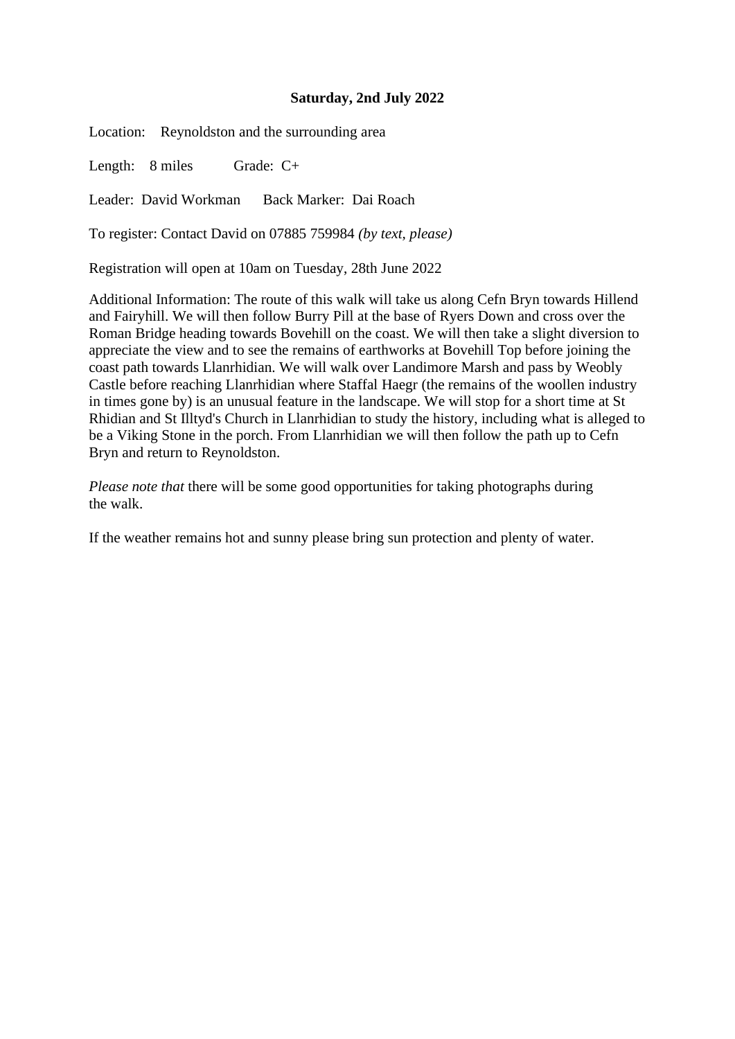**Saturday, 2nd July 2022**

Location: Reynoldston and the surrounding area

Length: 8 miles Grade: C+

Leader: David Workman Back Marker: Dai Roach

To register: Contact David on 07885 759984 *(by text, please)*

Registration will open at 10am on Tuesday, 28th June 2022

Additional Information: The route of this walk will take us along Cefn Bryn towards Hillend and Fairyhill. We will then follow Burry Pill at the base of Ryers Down and cross over the Roman Bridge heading towards Bovehill on the coast. We will then take a slight diversion to appreciate the view and to see the remains of earthworks at Bovehill Top before joining the coast path towards Llanrhidian. We will walk over Landimore Marsh and pass by Weobly Castle before reaching Llanrhidian where Staffal Haegr (the remains of the woollen industry in times gone by) is an unusual feature in the landscape. We will stop for a short time at St Rhidian and St Illtyd's Church in Llanrhidian to study the history, including what is alleged to be a Viking Stone in the porch. From Llanrhidian we will then follow the path up to Cefn Bryn and return to Reynoldston.

*Please note that* there will be some good opportunities for taking photographs during the walk.

If the weather remains hot and sunny please bring sun protection and plenty of water.